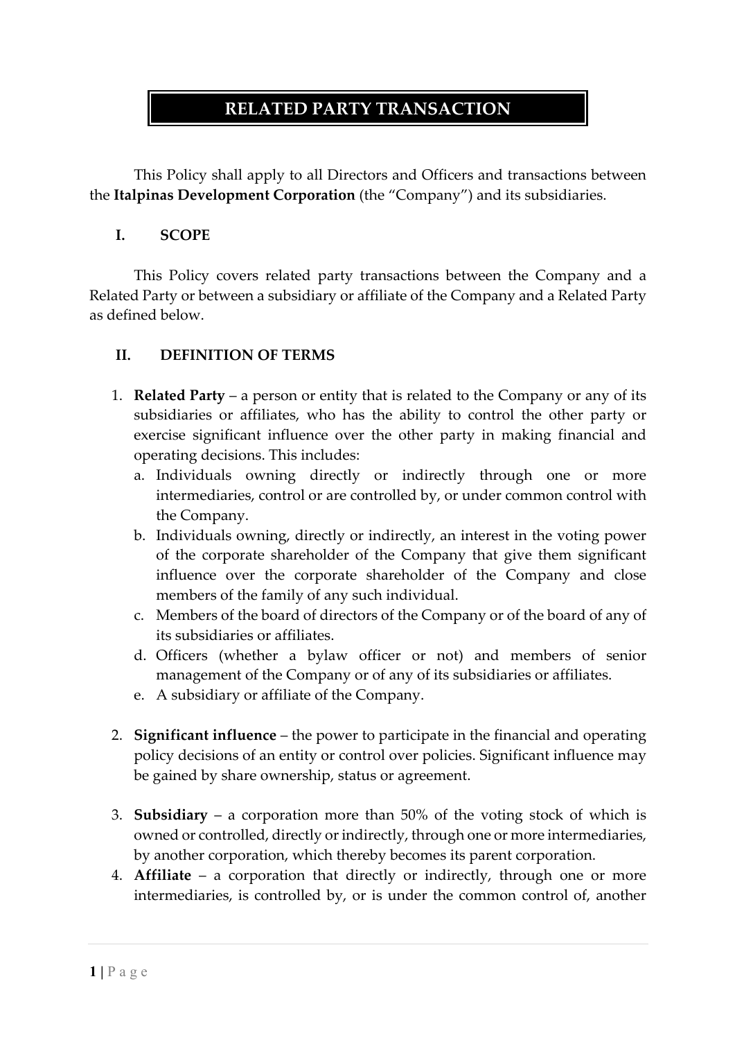# RELATED PARTY TRANSACTION

This Policy shall apply to all Directors and Officers and transactions between the **Italpinas Development Corporation** (the "Company") and its subsidiaries.

## I. SCOPE

This Policy covers related party transactions between the Company and a Related Party or between a subsidiary or affiliate of the Company and a Related Party as defined below.

## II. DEFINITION OF TERMS

1. **Related Party** – a person or entity that is related to the Company or any of its subsidiaries or affiliates, who has the ability to control the other party or exercise significant influence over the other party in making financial and operating decisions. This includes:
   a. Individuals owning directly or indirectly through one or more intermediaries, control or are controlled by, or under common control with the Company.
   b. Individuals owning, directly or indirectly, an interest in the voting power of the corporate shareholder of the Company that give them significant influence over the corporate shareholder of the Company and close members of the family of any such individual.
   c. Members of the board of directors of the Company or of the board of any of its subsidiaries or affiliates.
   d. Officers (whether a bylaw officer or not) and members of senior management of the Company or of any of its subsidiaries or affiliates.
   e. A subsidiary or affiliate of the Company.

2. **Significant influence** – the power to participate in the financial and operating policy decisions of an entity or control over policies. Significant influence may be gained by share ownership, status or agreement.

3. **Subsidiary** – a corporation more than 50% of the voting stock of which is owned or controlled, directly or indirectly, through one or more intermediaries, by another corporation, which thereby becomes its parent corporation.

4. **Affiliate** – a corporation that directly or indirectly, through one or more intermediaries, is controlled by, or is under the common control of, another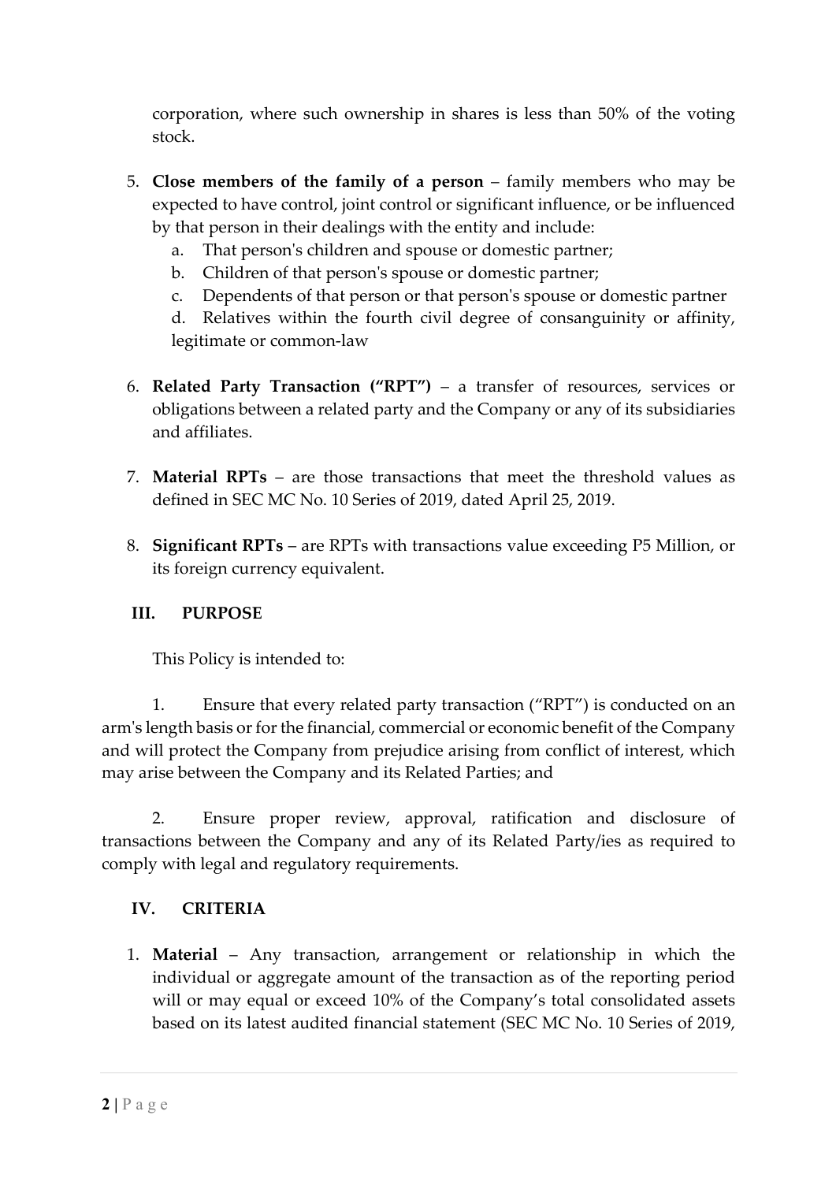corporation, where such ownership in shares is less than 50% of the voting stock.

5. **Close members of the family of a person** – family members who may be expected to have control, joint control or significant influence, or be influenced by that person in their dealings with the entity and include:
   a. That person's children and spouse or domestic partner;
   b. Children of that person's spouse or domestic partner;
   c. Dependents of that person or that person's spouse or domestic partner
   d. Relatives within the fourth civil degree of consanguinity or affinity, legitimate or common-law

6. **Related Party Transaction ("RPT")** – a transfer of resources, services or obligations between a related party and the Company or any of its subsidiaries and affiliates.

7. **Material RPTs** – are those transactions that meet the threshold values as defined in SEC MC No. 10 Series of 2019, dated April 25, 2019.

8. **Significant RPTs** – are RPTs with transactions value exceeding P5 Million, or its foreign currency equivalent.

## III. PURPOSE

This Policy is intended to:

1. Ensure that every related party transaction ("RPT") is conducted on an arm's length basis or for the financial, commercial or economic benefit of the Company and will protect the Company from prejudice arising from conflict of interest, which may arise between the Company and its Related Parties; and

2. Ensure proper review, approval, ratification and disclosure of transactions between the Company and any of its Related Party/ies as required to comply with legal and regulatory requirements.

## IV. CRITERIA

1. **Material** – Any transaction, arrangement or relationship in which the individual or aggregate amount of the transaction as of the reporting period will or may equal or exceed 10% of the Company's total consolidated assets based on its latest audited financial statement (SEC MC No. 10 Series of 2019,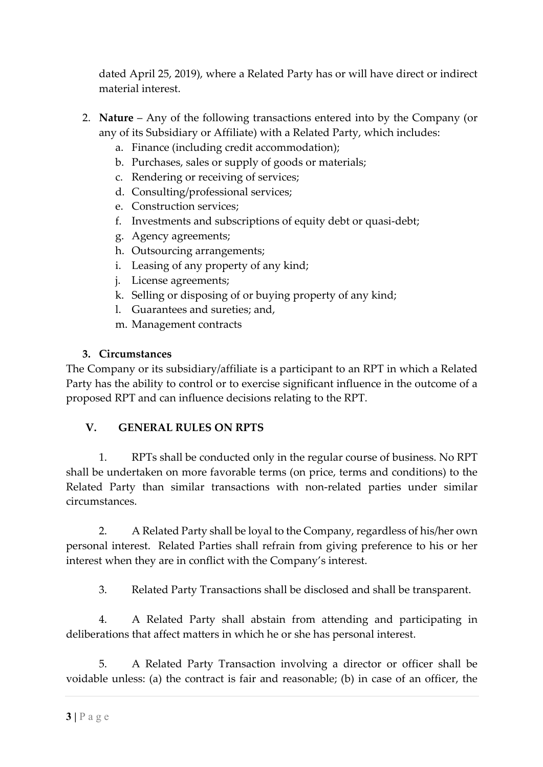dated April 25, 2019), where a Related Party has or will have direct or indirect material interest.

2. **Nature** – Any of the following transactions entered into by the Company (or any of its Subsidiary or Affiliate) with a Related Party, which includes:
   a. Finance (including credit accommodation);
   b. Purchases, sales or supply of goods or materials;
   c. Rendering or receiving of services;
   d. Consulting/professional services;
   e. Construction services;
   f. Investments and subscriptions of equity debt or quasi-debt;
   g. Agency agreements;
   h. Outsourcing arrangements;
   i. Leasing of any property of any kind;
   j. License agreements;
   k. Selling or disposing of or buying property of any kind;
   l. Guarantees and sureties; and,
   m. Management contracts

**3. Circumstances**

The Company or its subsidiary/affiliate is a participant to an RPT in which a Related Party has the ability to control or to exercise significant influence in the outcome of a proposed RPT and can influence decisions relating to the RPT.

## V. GENERAL RULES ON RPTS

1. RPTs shall be conducted only in the regular course of business. No RPT shall be undertaken on more favorable terms (on price, terms and conditions) to the Related Party than similar transactions with non-related parties under similar circumstances.

2. A Related Party shall be loyal to the Company, regardless of his/her own personal interest. Related Parties shall refrain from giving preference to his or her interest when they are in conflict with the Company's interest.

3. Related Party Transactions shall be disclosed and shall be transparent.

4. A Related Party shall abstain from attending and participating in deliberations that affect matters in which he or she has personal interest.

5. A Related Party Transaction involving a director or officer shall be voidable unless: (a) the contract is fair and reasonable; (b) in case of an officer, the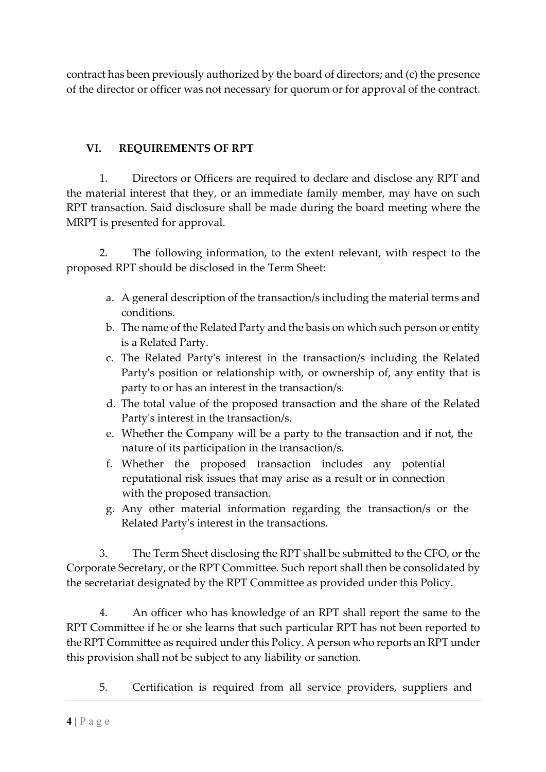contract has been previously authorized by the board of directors; and (c) the presence of the director or officer was not necessary for quorum or for approval of the contract.

## VI. REQUIREMENTS OF RPT

1. Directors or Officers are required to declare and disclose any RPT and the material interest that they, or an immediate family member, may have on such RPT transaction. Said disclosure shall be made during the board meeting where the MRPT is presented for approval.

2. The following information, to the extent relevant, with respect to the proposed RPT should be disclosed in the Term Sheet:

   a. A general description of the transaction/s including the material terms and conditions.
   b. The name of the Related Party and the basis on which such person or entity is a Related Party.
   c. The Related Party's interest in the transaction/s including the Related Party's position or relationship with, or ownership of, any entity that is party to or has an interest in the transaction/s.
   d. The total value of the proposed transaction and the share of the Related Party's interest in the transaction/s.
   e. Whether the Company will be a party to the transaction and if not, the nature of its participation in the transaction/s.
   f. Whether the proposed transaction includes any potential reputational risk issues that may arise as a result or in connection with the proposed transaction.
   g. Any other material information regarding the transaction/s or the Related Party's interest in the transactions.

3. The Term Sheet disclosing the RPT shall be submitted to the CFO, or the Corporate Secretary, or the RPT Committee. Such report shall then be consolidated by the secretariat designated by the RPT Committee as provided under this Policy.

4. An officer who has knowledge of an RPT shall report the same to the RPT Committee if he or she learns that such particular RPT has not been reported to the RPT Committee as required under this Policy. A person who reports an RPT under this provision shall not be subject to any liability or sanction.

5. Certification is required from all service providers, suppliers and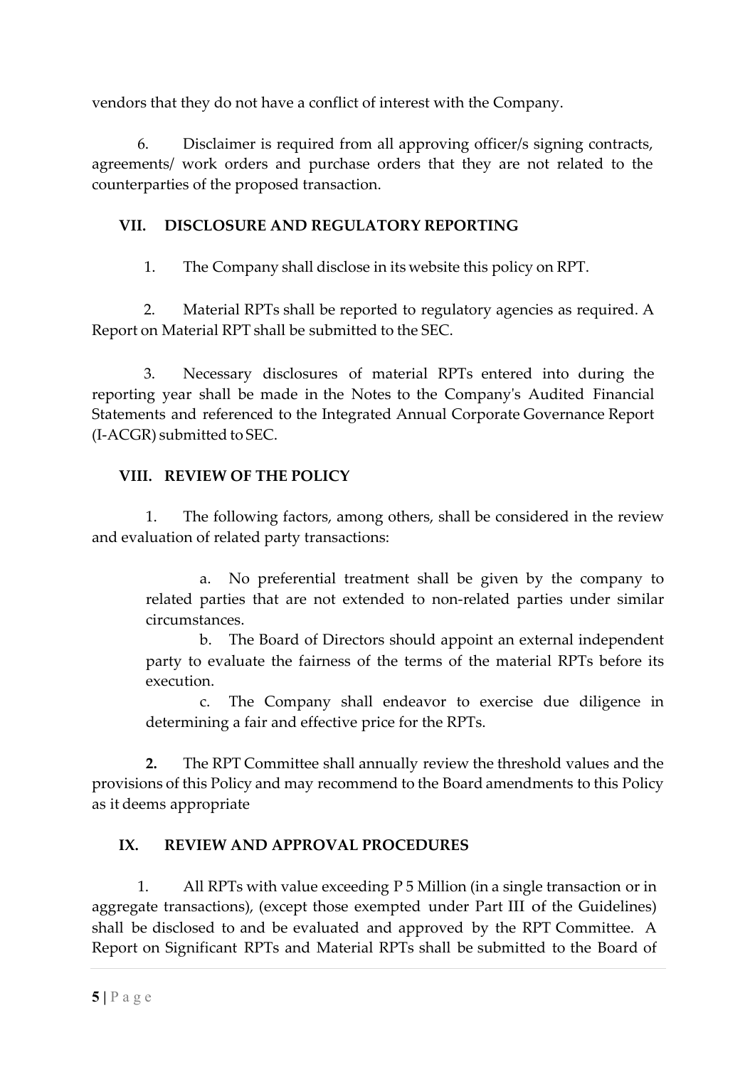vendors that they do not have a conflict of interest with the Company.

6. Disclaimer is required from all approving officer/s signing contracts, agreements/ work orders and purchase orders that they are not related to the counterparties of the proposed transaction.

## VII. DISCLOSURE AND REGULATORY REPORTING

1. The Company shall disclose in its website this policy on RPT.

2. Material RPTs shall be reported to regulatory agencies as required. A Report on Material RPT shall be submitted to the SEC.

3. Necessary disclosures of material RPTs entered into during the reporting year shall be made in the Notes to the Company's Audited Financial Statements and referenced to the Integrated Annual Corporate Governance Report (I-ACGR) submitted to SEC.

## VIII. REVIEW OF THE POLICY

1. The following factors, among others, shall be considered in the review and evaluation of related party transactions:

   a. No preferential treatment shall be given by the company to related parties that are not extended to non-related parties under similar circumstances.
   
   b. The Board of Directors should appoint an external independent party to evaluate the fairness of the terms of the material RPTs before its execution.
   
   c. The Company shall endeavor to exercise due diligence in determining a fair and effective price for the RPTs.

**2.** The RPT Committee shall annually review the threshold values and the provisions of this Policy and may recommend to the Board amendments to this Policy as it deems appropriate

## IX. REVIEW AND APPROVAL PROCEDURES

1. All RPTs with value exceeding P 5 Million (in a single transaction or in aggregate transactions), (except those exempted under Part III of the Guidelines) shall be disclosed to and be evaluated and approved by the RPT Committee. A Report on Significant RPTs and Material RPTs shall be submitted to the Board of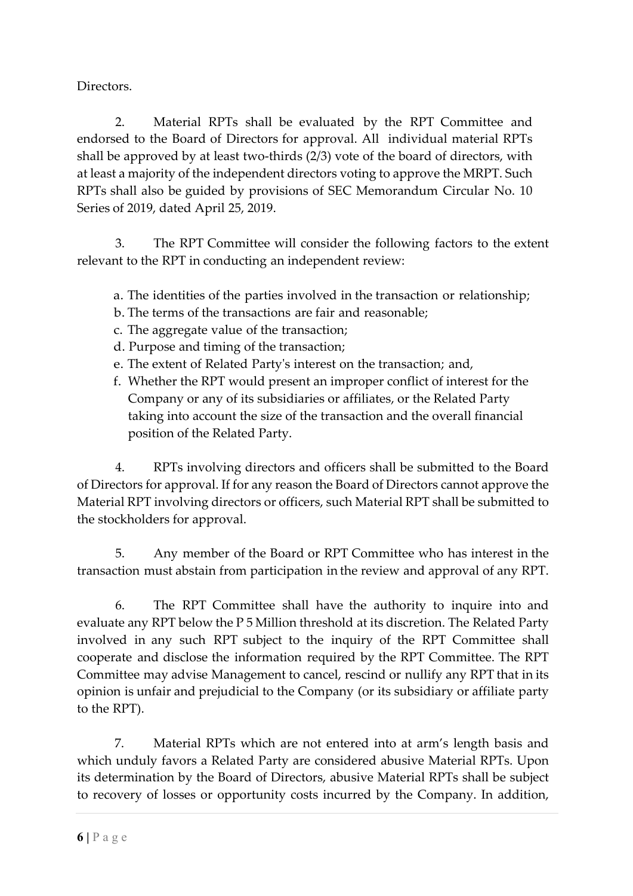Directors.

2. Material RPTs shall be evaluated by the RPT Committee and endorsed to the Board of Directors for approval. All individual material RPTs shall be approved by at least two-thirds (2/3) vote of the board of directors, with at least a majority of the independent directors voting to approve the MRPT. Such RPTs shall also be guided by provisions of SEC Memorandum Circular No. 10 Series of 2019, dated April 25, 2019.

3. The RPT Committee will consider the following factors to the extent relevant to the RPT in conducting an independent review:

a. The identities of the parties involved in the transaction or relationship;
b. The terms of the transactions are fair and reasonable;
c. The aggregate value of the transaction;
d. Purpose and timing of the transaction;
e. The extent of Related Party's interest on the transaction; and,
f. Whether the RPT would present an improper conflict of interest for the Company or any of its subsidiaries or affiliates, or the Related Party taking into account the size of the transaction and the overall financial position of the Related Party.

4. RPTs involving directors and officers shall be submitted to the Board of Directors for approval. If for any reason the Board of Directors cannot approve the Material RPT involving directors or officers, such Material RPT shall be submitted to the stockholders for approval.

5. Any member of the Board or RPT Committee who has interest in the transaction must abstain from participation in the review and approval of any RPT.

6. The RPT Committee shall have the authority to inquire into and evaluate any RPT below the P 5 Million threshold at its discretion. The Related Party involved in any such RPT subject to the inquiry of the RPT Committee shall cooperate and disclose the information required by the RPT Committee. The RPT Committee may advise Management to cancel, rescind or nullify any RPT that in its opinion is unfair and prejudicial to the Company (or its subsidiary or affiliate party to the RPT).

7. Material RPTs which are not entered into at arm's length basis and which unduly favors a Related Party are considered abusive Material RPTs. Upon its determination by the Board of Directors, abusive Material RPTs shall be subject to recovery of losses or opportunity costs incurred by the Company. In addition,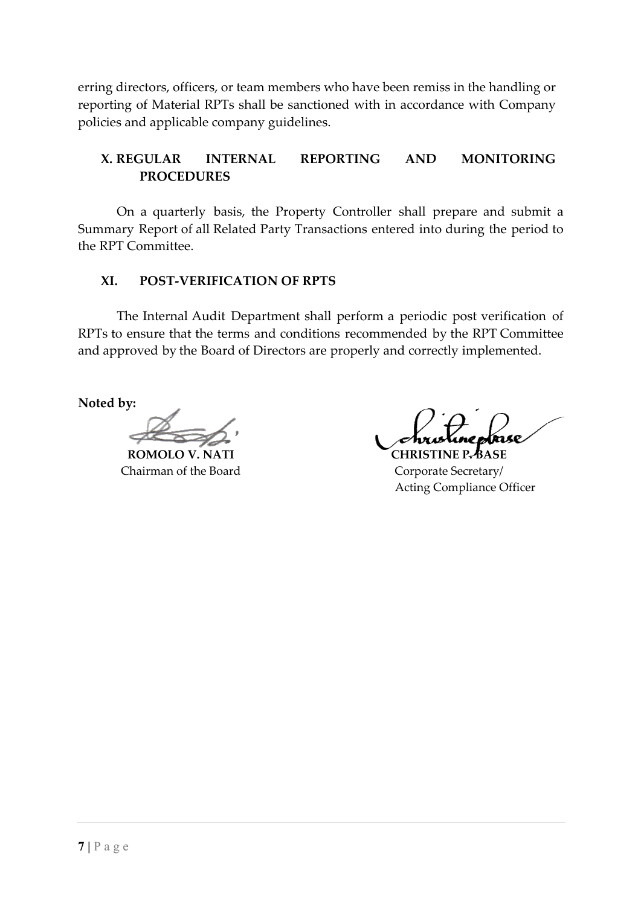erring directors, officers, or team members who have been remiss in the handling or reporting of Material RPTs shall be sanctioned with in accordance with Company policies and applicable company guidelines.

## X. REGULAR INTERNAL REPORTING AND MONITORING PROCEDURES

On a quarterly basis, the Property Controller shall prepare and submit a Summary Report of all Related Party Transactions entered into during the period to the RPT Committee.

## XI. POST-VERIFICATION OF RPTS

The Internal Audit Department shall perform a periodic post verification of RPTs to ensure that the terms and conditions recommended by the RPT Committee and approved by the Board of Directors are properly and correctly implemented.

**Noted by:**

**ROMOLO V. NATI**
Chairman of the Board

**CHRISTINE P. BASE**
Corporate Secretary/
Acting Compliance Officer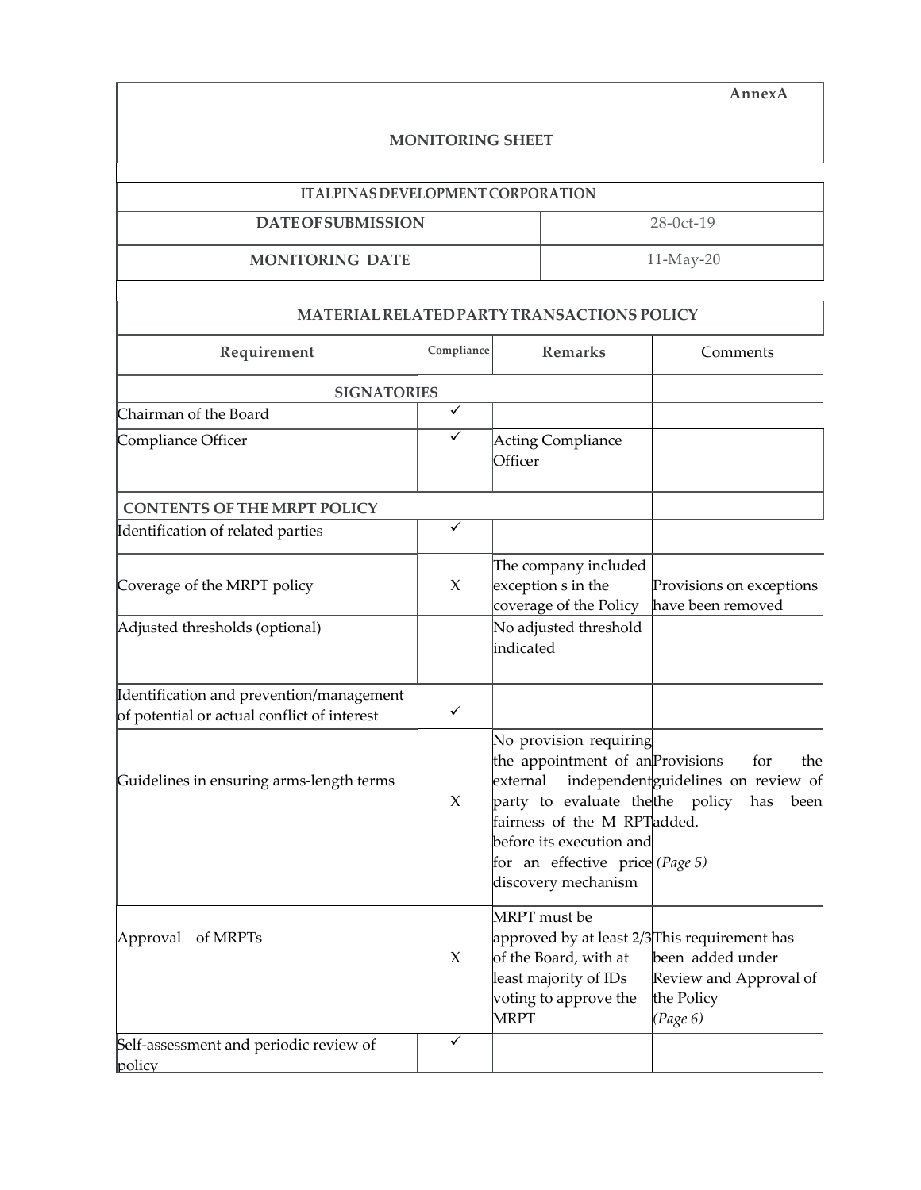AnnexA

**MONITORING SHEET**

| ITALPINAS DEVELOPMENT CORPORATION | |
|---|---|
| **DATE OF SUBMISSION** | 28-0ct-19 |
| **MONITORING DATE** | 11-May-20 |

**MATERIAL RELATED PARTY TRANSACTIONS POLICY**

| Requirement | Compliance | Remarks | Comments |
|---|---|---|---|
| **SIGNATORIES** | | | |
| Chairman of the Board | ✓ | | |
| Compliance Officer | ✓ | Acting Compliance Officer | |
| **CONTENTS OF THE MRPT POLICY** | | | |
| Identification of related parties | ✓ | | |
| Coverage of the MRPT policy | X | The company included exception s in the coverage of the Policy | Provisions on exceptions have been removed |
| Adjusted thresholds (optional) | | No adjusted threshold indicated | |
| Identification and prevention/management of potential or actual conflict of interest | ✓ | | |
| Guidelines in ensuring arms-length terms | X | No provision requiring the appointment of an external independent party to evaluate the fairness of the M RPT before its execution and for an effective price discovery mechanism | Provisions for the guidelines on review of the policy has been added. *(Page 5)* |
| Approval of MRPTs | X | MRPT must be approved by at least 2/3 of the Board, with at least majority of IDs voting to approve the MRPT | This requirement has been added under Review and Approval of the Policy *(Page 6)* |
| Self-assessment and periodic review of policy | ✓ | | |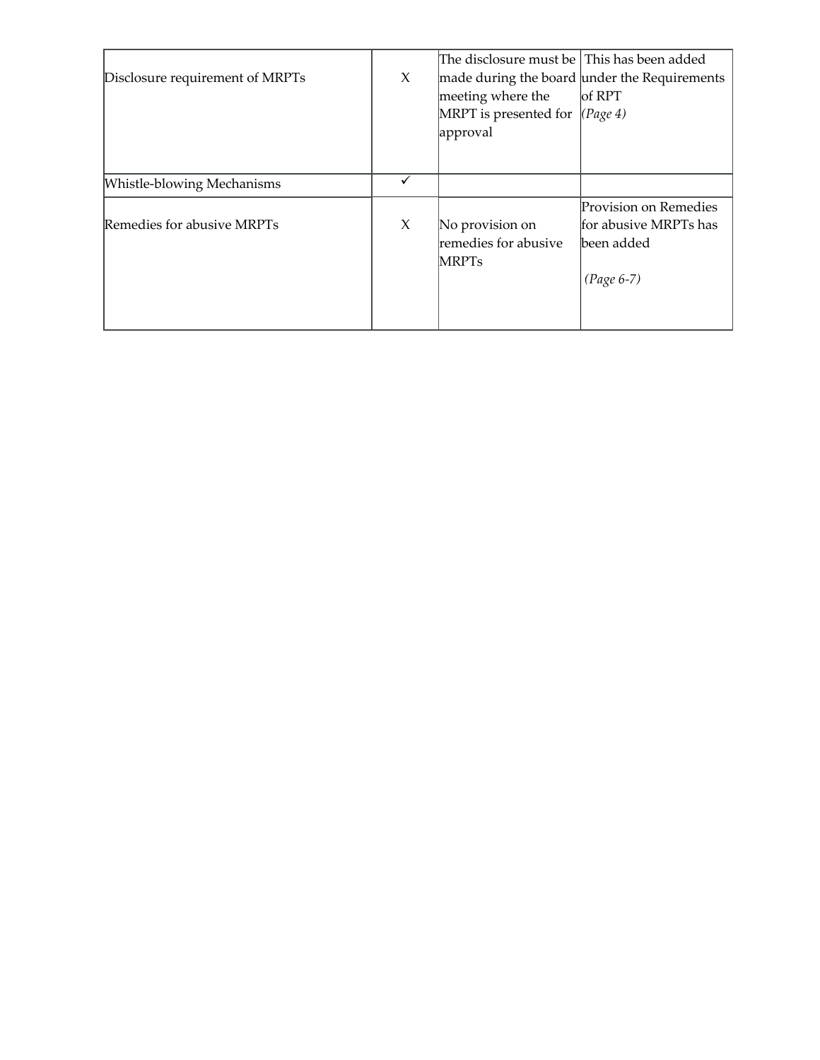| | | | |
|---|---|---|---|
| Disclosure requirement of MRPTs | X | The disclosure must be made during the board meeting where the MRPT is presented for approval | This has been added under the Requirements of RPT *(Page 4)* |
| Whistle-blowing Mechanisms | ✓ | | |
| Remedies for abusive MRPTs | X | No provision on remedies for abusive MRPTs | Provision on Remedies for abusive MRPTs has been added *(Page 6-7)* |